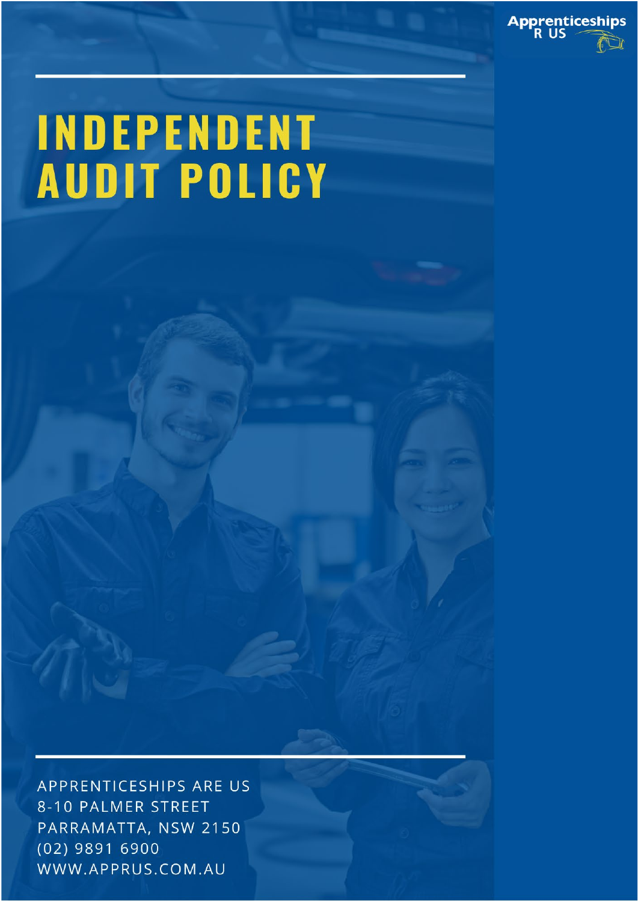Apprenticeships R US

# INDEPENDENT AUDIT POLICY

APPRENTICESHIPS ARE US
8-10 PALMER STREET
PARRAMATTA, NSW 2150
(02) 9891 6900
WWW.APPRUS.COM.AU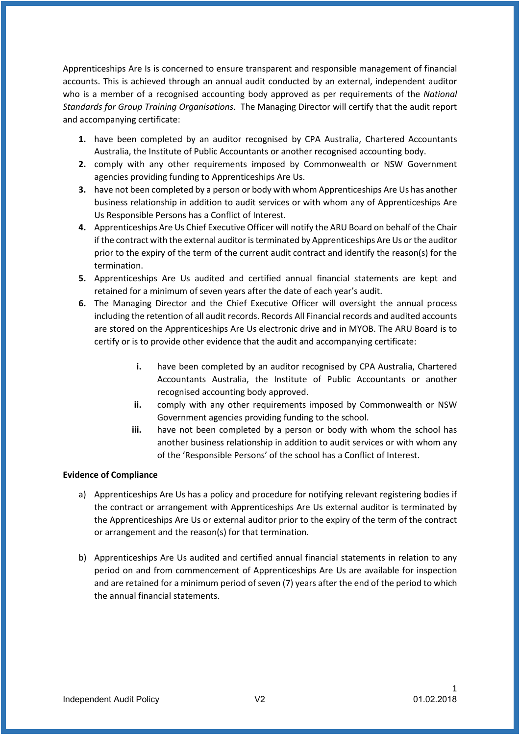Apprenticeships Are Is is concerned to ensure transparent and responsible management of financial accounts. This is achieved through an annual audit conducted by an external, independent auditor who is a member of a recognised accounting body approved as per requirements of the *National Standards for Group Training Organisations*. The Managing Director will certify that the audit report and accompanying certificate:

1. have been completed by an auditor recognised by CPA Australia, Chartered Accountants Australia, the Institute of Public Accountants or another recognised accounting body.
2. comply with any other requirements imposed by Commonwealth or NSW Government agencies providing funding to Apprenticeships Are Us.
3. have not been completed by a person or body with whom Apprenticeships Are Us has another business relationship in addition to audit services or with whom any of Apprenticeships Are Us Responsible Persons has a Conflict of Interest.
4. Apprenticeships Are Us Chief Executive Officer will notify the ARU Board on behalf of the Chair if the contract with the external auditor is terminated by Apprenticeships Are Us or the auditor prior to the expiry of the term of the current audit contract and identify the reason(s) for the termination.
5. Apprenticeships Are Us audited and certified annual financial statements are kept and retained for a minimum of seven years after the date of each year's audit.
6. The Managing Director and the Chief Executive Officer will oversight the annual process including the retention of all audit records. Records All Financial records and audited accounts are stored on the Apprenticeships Are Us electronic drive and in MYOB. The ARU Board is to certify or is to provide other evidence that the audit and accompanying certificate:

    i. have been completed by an auditor recognised by CPA Australia, Chartered Accountants Australia, the Institute of Public Accountants or another recognised accounting body approved.
    ii. comply with any other requirements imposed by Commonwealth or NSW Government agencies providing funding to the school.
    iii. have not been completed by a person or body with whom the school has another business relationship in addition to audit services or with whom any of the 'Responsible Persons' of the school has a Conflict of Interest.

**Evidence of Compliance**

a) Apprenticeships Are Us has a policy and procedure for notifying relevant registering bodies if the contract or arrangement with Apprenticeships Are Us external auditor is terminated by the Apprenticeships Are Us or external auditor prior to the expiry of the term of the contract or arrangement and the reason(s) for that termination.

b) Apprenticeships Are Us audited and certified annual financial statements in relation to any period on and from commencement of Apprenticeships Are Us are available for inspection and are retained for a minimum period of seven (7) years after the end of the period to which the annual financial statements.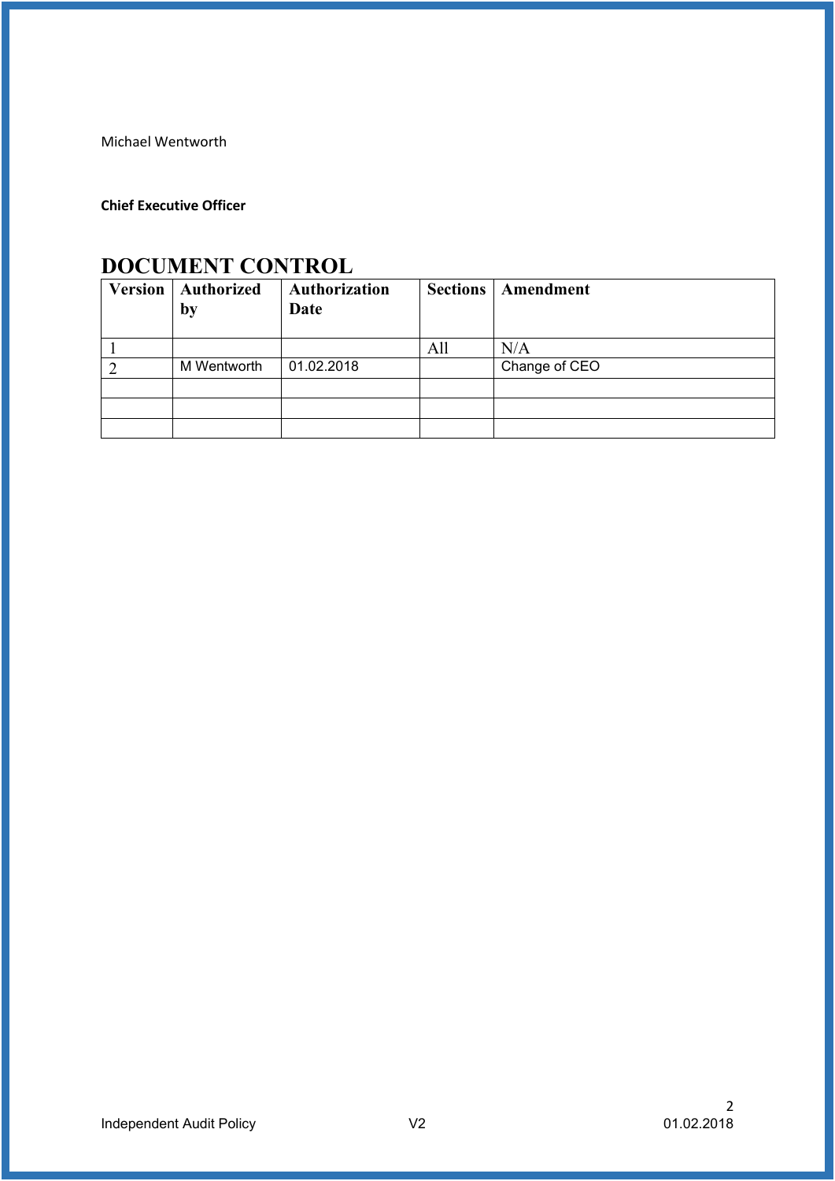Michael Wentworth

**Chief Executive Officer**

# DOCUMENT CONTROL

| Version | Authorized by | Authorization Date | Sections | Amendment |
|---|---|---|---|---|
| 1 | | | All | N/A |
| 2 | M Wentworth | 01.02.2018 | | Change of CEO |
| | | | | |
| | | | | |
| | | | | |